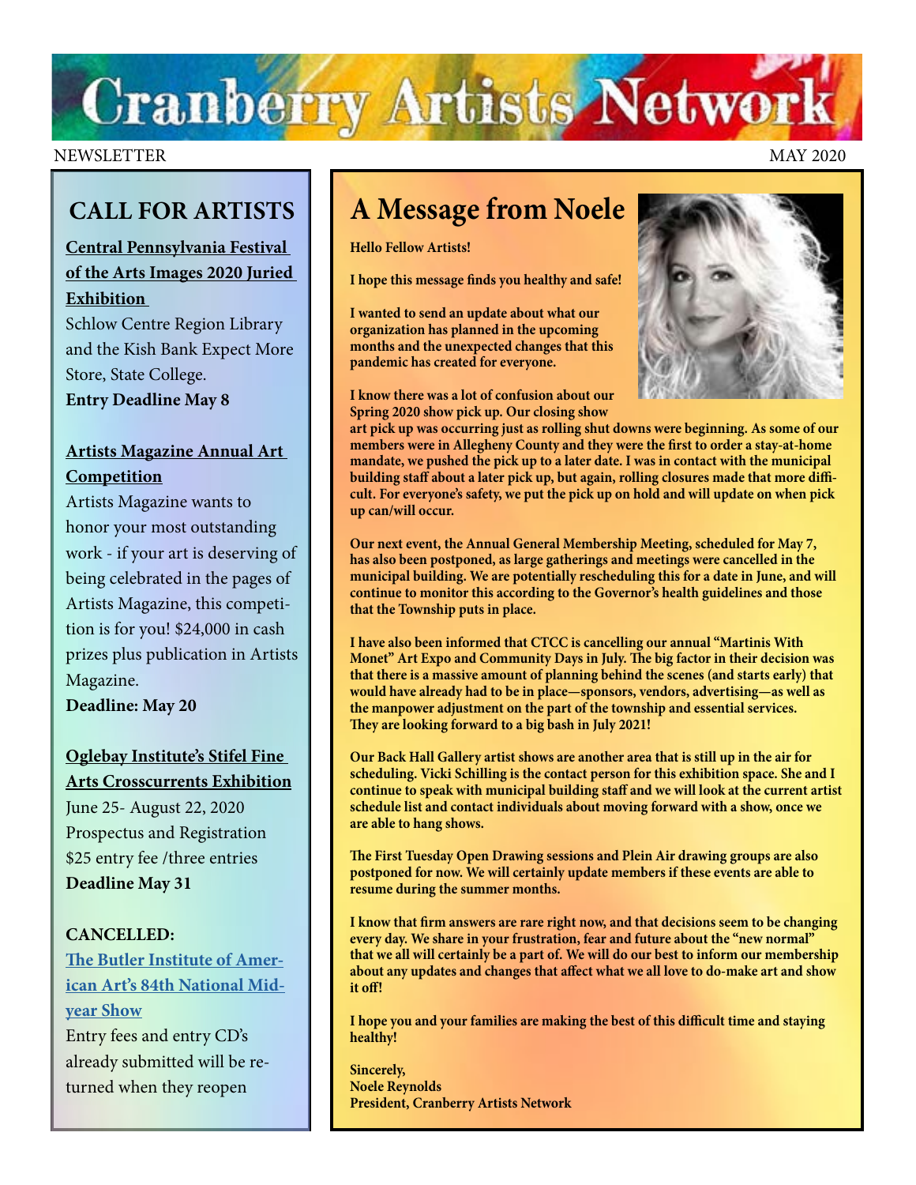# Cranberry Artists Network

NEWSLETTER MAY 2020

## CALL FOR ARTISTS

**Central Pennsylvania Festival of the Arts Images 2020 Juried Exhibition**

Schlow Centre Region Library and the Kish Bank Expect More Store, State College.

**Entry Deadline May 8**

**Artists Magazine Annual Art Competition**

Artists Magazine wants to honor your most outstanding work - if your art is deserving of being celebrated in the pages of Artists Magazine, this competition is for you! $24,000 in cash prizes plus publication in Artists Magazine.

**Deadline: May 20**

**Oglebay Institute's Stifel Fine Arts Crosscurrents Exhibition**

June 25- August 22, 2020

Prospectus and Registration

$25 entry fee /three entries

**Deadline May 31**

**CANCELLED:**

**The Butler Institute of American Art's 84th National Midyear Show**

Entry fees and entry CD's already submitted will be returned when they reopen

## A Message from Noele

**Hello Fellow Artists!**

**I hope this message finds you healthy and safe!**

**I wanted to send an update about what our organization has planned in the upcoming months and the unexpected changes that this pandemic has created for everyone.**

**I know there was a lot of confusion about our Spring 2020 show pick up. Our closing show art pick up was occurring just as rolling shut downs were beginning. As some of our members were in Allegheny County and they were the first to order a stay-at-home mandate, we pushed the pick up to a later date. I was in contact with the municipal building staff about a later pick up, but again, rolling closures made that more difficult. For everyone's safety, we put the pick up on hold and will update on when pick up can/will occur.**

**Our next event, the Annual General Membership Meeting, scheduled for May 7, has also been postponed, as large gatherings and meetings were cancelled in the municipal building. We are potentially rescheduling this for a date in June, and will continue to monitor this according to the Governor's health guidelines and those that the Township puts in place.**

**I have also been informed that CTCC is cancelling our annual "Martinis With Monet" Art Expo and Community Days in July. The big factor in their decision was that there is a massive amount of planning behind the scenes (and starts early) that would have already had to be in place—sponsors, vendors, advertising—as well as the manpower adjustment on the part of the township and essential services. They are looking forward to a big bash in July 2021!**

**Our Back Hall Gallery artist shows are another area that is still up in the air for scheduling. Vicki Schilling is the contact person for this exhibition space. She and I continue to speak with municipal building staff and we will look at the current artist schedule list and contact individuals about moving forward with a show, once we are able to hang shows.**

**The First Tuesday Open Drawing sessions and Plein Air drawing groups are also postponed for now. We will certainly update members if these events are able to resume during the summer months.**

**I know that firm answers are rare right now, and that decisions seem to be changing every day. We share in your frustration, fear and future about the "new normal" that we all will certainly be a part of. We will do our best to inform our membership about any updates and changes that affect what we all love to do-make art and show it off!**

**I hope you and your families are making the best of this difficult time and staying healthy!**

**Sincerely,**
**Noele Reynolds**
**President, Cranberry Artists Network**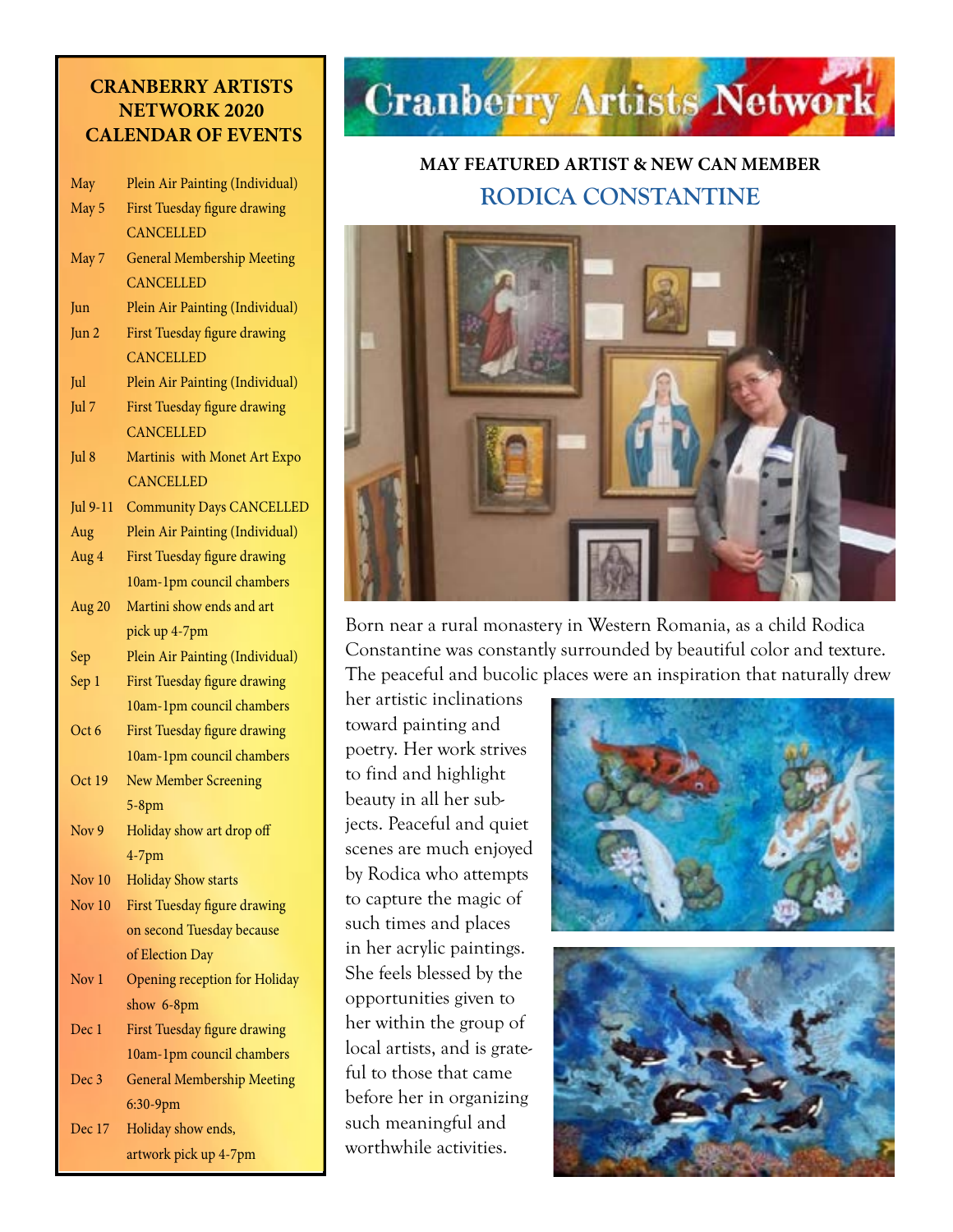# Cranberry Artists Network

## CRANBERRY ARTISTS NETWORK 2020 CALENDAR OF EVENTS

| Date | Event |
|---|---|
| May | Plein Air Painting (Individual) |
| May 5 | First Tuesday figure drawing CANCELLED |
| May 7 | General Membership Meeting CANCELLED |
| Jun | Plein Air Painting (Individual) |
| Jun 2 | First Tuesday figure drawing CANCELLED |
| Jul | Plein Air Painting (Individual) |
| Jul 7 | First Tuesday figure drawing CANCELLED |
| Jul 8 | Martinis with Monet Art Expo CANCELLED |
| Jul 9-11 | Community Days CANCELLED |
| Aug | Plein Air Painting (Individual) |
| Aug 4 | First Tuesday figure drawing 10am-1pm council chambers |
| Aug 20 | Martini show ends and art pick up 4-7pm |
| Sep | Plein Air Painting (Individual) |
| Sep 1 | First Tuesday figure drawing 10am-1pm council chambers |
| Oct 6 | First Tuesday figure drawing 10am-1pm council chambers |
| Oct 19 | New Member Screening 5-8pm |
| Nov 9 | Holiday show art drop off 4-7pm |
| Nov 10 | Holiday Show starts |
| Nov 10 | First Tuesday figure drawing on second Tuesday because of Election Day |
| Nov 1 | Opening reception for Holiday show 6-8pm |
| Dec 1 | First Tuesday figure drawing 10am-1pm council chambers |
| Dec 3 | General Membership Meeting 6:30-9pm |
| Dec 17 | Holiday show ends, artwork pick up 4-7pm |

## MAY FEATURED ARTIST & NEW CAN MEMBER

## RODICA CONSTANTINE

Born near a rural monastery in Western Romania, as a child Rodica Constantine was constantly surrounded by beautiful color and texture. The peaceful and bucolic places were an inspiration that naturally drew her artistic inclinations toward painting and poetry. Her work strives to find and highlight beauty in all her subjects. Peaceful and quiet scenes are much enjoyed by Rodica who attempts to capture the magic of such times and places in her acrylic paintings. She feels blessed by the opportunities given to her within the group of local artists, and is grateful to those that came before her in organizing such meaningful and worthwhile activities.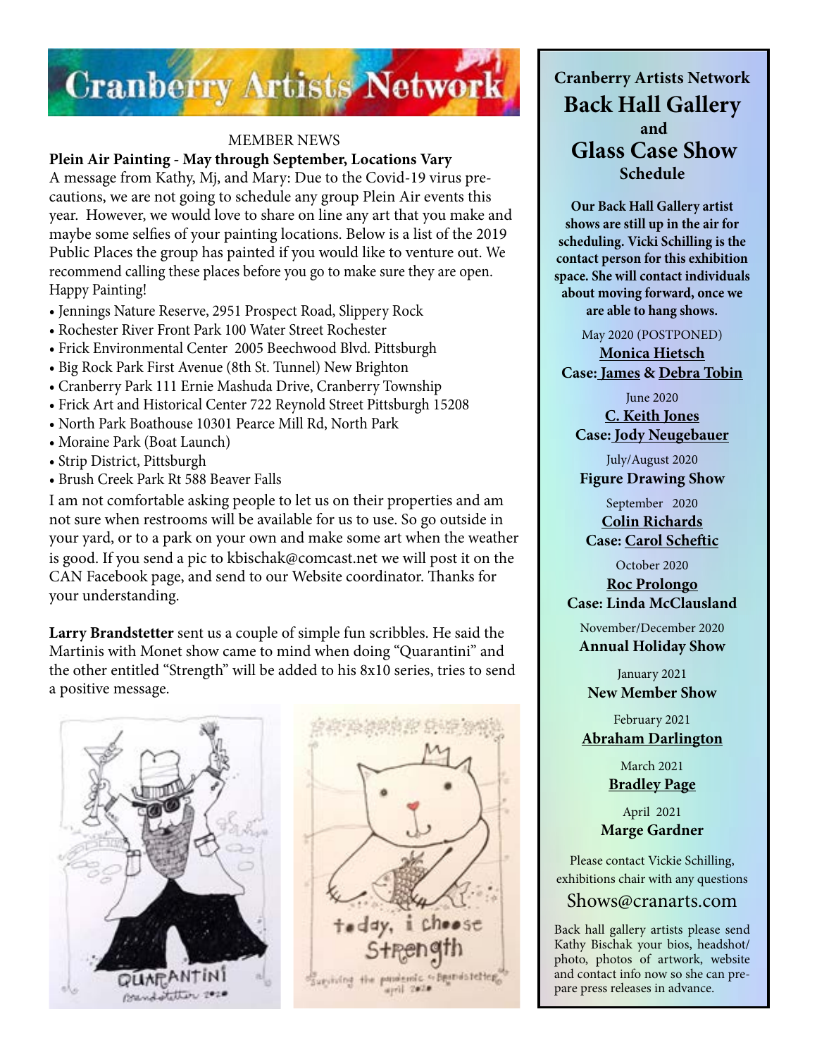# Cranberry Artists Network

MEMBER NEWS

**Plein Air Painting - May through September, Locations Vary**

A message from Kathy, Mj, and Mary: Due to the Covid-19 virus precautions, we are not going to schedule any group Plein Air events this year. However, we would love to share on line any art that you make and maybe some selfies of your painting locations. Below is a list of the 2019 Public Places the group has painted if you would like to venture out. We recommend calling these places before you go to make sure they are open. Happy Painting!

- Jennings Nature Reserve, 2951 Prospect Road, Slippery Rock
- Rochester River Front Park 100 Water Street Rochester
- Frick Environmental Center 2005 Beechwood Blvd. Pittsburgh
- Big Rock Park First Avenue (8th St. Tunnel) New Brighton
- Cranberry Park 111 Ernie Mashuda Drive, Cranberry Township
- Frick Art and Historical Center 722 Reynold Street Pittsburgh 15208
- North Park Boathouse 10301 Pearce Mill Rd, North Park
- Moraine Park (Boat Launch)
- Strip District, Pittsburgh
- Brush Creek Park Rt 588 Beaver Falls

I am not comfortable asking people to let us on their properties and am not sure when restrooms will be available for us to use. So go outside in your yard, or to a park on your own and make some art when the weather is good. If you send a pic to kbischak@comcast.net we will post it on the CAN Facebook page, and send to our Website coordinator. Thanks for your understanding.

**Larry Brandstetter** sent us a couple of simple fun scribbles. He said the Martinis with Monet show came to mind when doing "Quarantini" and the other entitled "Strength" will be added to his 8x10 series, tries to send a positive message.

## Cranberry Artists Network Back Hall Gallery and Glass Case Show Schedule

**Our Back Hall Gallery artist shows are still up in the air for scheduling. Vicki Schilling is the contact person for this exhibition space. She will contact individuals about moving forward, once we are able to hang shows.**

May 2020 (POSTPONED)
**Monica Hietsch**
**Case: James & Debra Tobin**

June 2020
**C. Keith Jones**
**Case: Jody Neugebauer**

July/August 2020
**Figure Drawing Show**

September 2020
**Colin Richards**
**Case: Carol Scheftic**

October 2020
**Roc Prolongo**
**Case: Linda McClausland**

November/December 2020
**Annual Holiday Show**

January 2021
**New Member Show**

February 2021
**Abraham Darlington**

March 2021
**Bradley Page**

April 2021
**Marge Gardner**

Please contact Vickie Schilling, exhibitions chair with any questions

Shows@cranarts.com

Back hall gallery artists please send Kathy Bischak your bios, headshot/photo, photos of artwork, website and contact info now so she can prepare press releases in advance.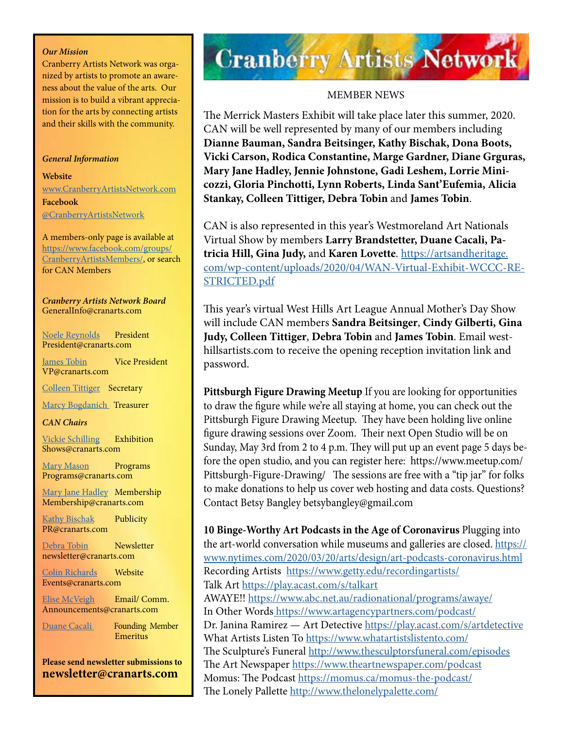*Our Mission*

Cranberry Artists Network was organized by artists to promote an awareness about the value of the arts. Our mission is to build a vibrant appreciation for the arts by connecting artists and their skills with the community.

*General Information*

**Website**
www.CranberryArtistsNetwork.com
**Facebook**
@CranberryArtistsNetwork

A members-only page is available at https://www.facebook.com/groups/CranberryArtistsMembers/, or search for CAN Members

*Cranberry Artists Network Board*
GeneralInfo@cranarts.com

Noele Reynolds President
President@cranarts.com

James Tobin Vice President
VP@cranarts.com

Colleen Tittiger Secretary

Marcy Bogdanich Treasurer

*CAN Chairs*

Vickie Schilling Exhibition
Shows@cranarts.com

Mary Mason Programs
Programs@cranarts.com

Mary Jane Hadley Membership
Membership@cranarts.com

Kathy Bischak Publicity
PR@cranarts.com

Debra Tobin Newsletter
newsletter@cranarts.com

Colin Richards Website
Events@cranarts.com

Elise McVeigh Email/ Comm.
Announcements@cranarts.com

Duane Cacali Founding Member Emeritus

**Please send newsletter submissions to**
**newsletter@cranarts.com**

# Cranberry Artists Network

## MEMBER NEWS

The Merrick Masters Exhibit will take place later this summer, 2020. CAN will be well represented by many of our members including **Dianne Bauman, Sandra Beitsinger, Kathy Bischak, Dona Boots, Vicki Carson, Rodica Constantine, Marge Gardner, Diane Grguras, Mary Jane Hadley, Jennie Johnstone, Gadi Leshem, Lorrie Minicozzi, Gloria Pinchotti, Lynn Roberts, Linda Sant'Eufemia, Alicia Stankay, Colleen Tittiger, Debra Tobin** and **James Tobin**.

CAN is also represented in this year's Westmoreland Art Nationals Virtual Show by members **Larry Brandstetter, Duane Cacali, Patricia Hill, Gina Judy,** and **Karen Lovette**. https://artsandheritage.com/wp-content/uploads/2020/04/WAN-Virtual-Exhibit-WCCC-RESTRICTED.pdf

This year's virtual West Hills Art League Annual Mother's Day Show will include CAN members **Sandra Beitsinger**, **Cindy Gilberti, Gina Judy, Colleen Tittiger**, **Debra Tobin** and **James Tobin**. Email westhillsartists.com to receive the opening reception invitation link and password.

**Pittsburgh Figure Drawing Meetup** If you are looking for opportunities to draw the figure while we're all staying at home, you can check out the Pittsburgh Figure Drawing Meetup. They have been holding live online figure drawing sessions over Zoom. Their next Open Studio will be on Sunday, May 3rd from 2 to 4 p.m. They will put up an event page 5 days before the open studio, and you can register here: https://www.meetup.com/Pittsburgh-Figure-Drawing/ The sessions are free with a "tip jar" for folks to make donations to help us cover web hosting and data costs. Questions? Contact Betsy Bangley betsybangley@gmail.com

**10 Binge-Worthy Art Podcasts in the Age of Coronavirus** Plugging into the art-world conversation while museums and galleries are closed. https://www.nytimes.com/2020/03/20/arts/design/art-podcasts-coronavirus.html
Recording Artists https://www.getty.edu/recordingartists/
Talk Art https://play.acast.com/s/talkart
AWAYE!! https://www.abc.net.au/radionational/programs/awaye/
In Other Words https://www.artagencypartners.com/podcast/
Dr. Janina Ramirez — Art Detective https://play.acast.com/s/artdetective
What Artists Listen To https://www.whatartistslistento.com/
The Sculpture's Funeral http://www.thesculptorsfuneral.com/episodes
The Art Newspaper https://www.theartnewspaper.com/podcast
Momus: The Podcast https://momus.ca/momus-the-podcast/
The Lonely Pallette http://www.thelonelypalette.com/